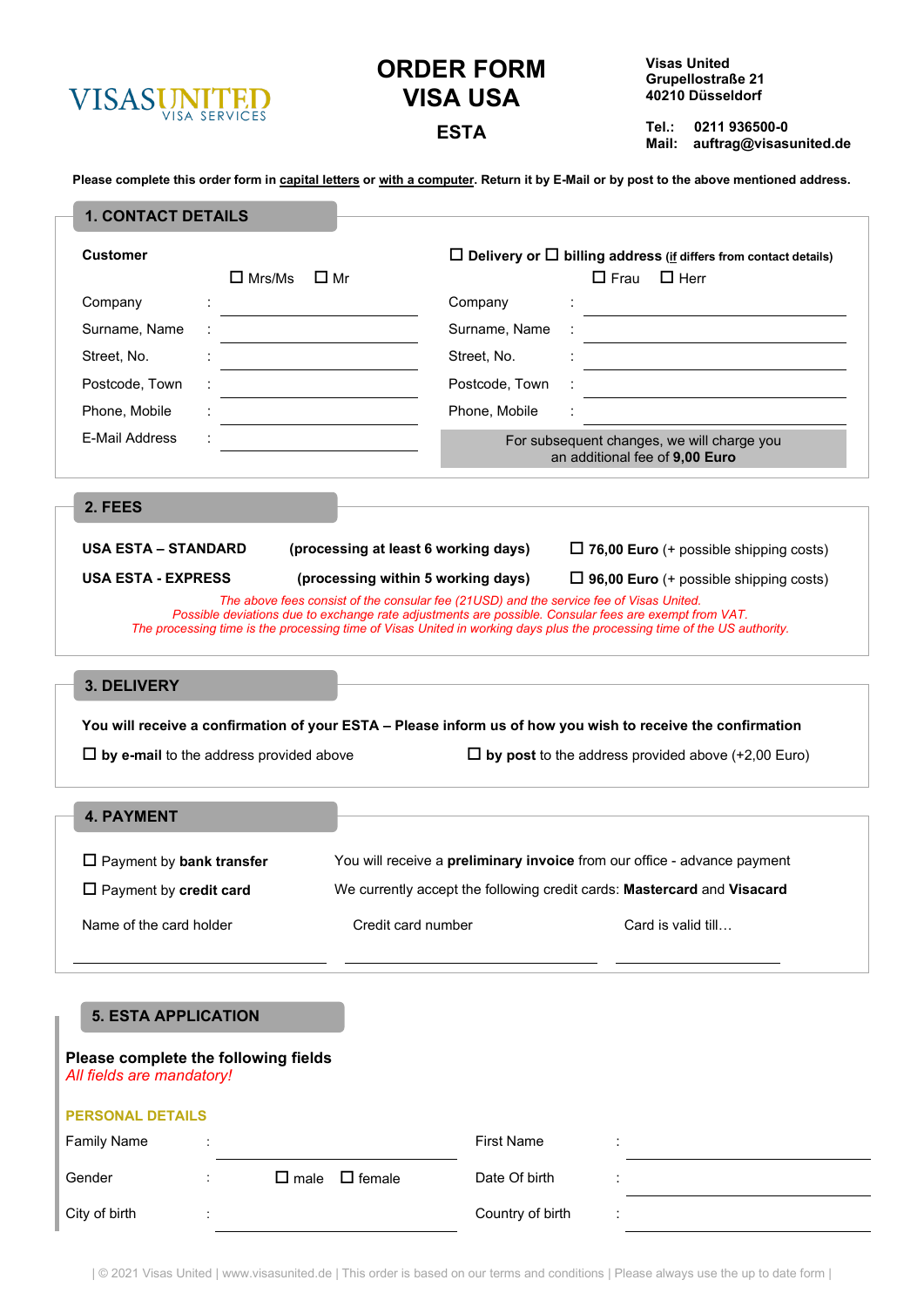VISAS UNITED
VISA SERVICES

# ORDER FORM VISA USA

## ESTA

**Visas United**
**Grupellostraße 21**
**40210 Düsseldorf**

**Tel.: 0211 936500-0**
**Mail: auftrag@visasunited.de**

**Please complete this order form in capital letters or with a computer. Return it by E-Mail or by post to the above mentioned address.**

## 1. CONTACT DETAILS

**Customer**

☐ Mrs/Ms ☐ Mr

Company :
Surname, Name :
Street, No. :
Postcode, Town :
Phone, Mobile :
E-Mail Address :

☐ **Delivery or** ☐ **billing address** (if differs from contact details)

☐ Frau ☐ Herr

Company :
Surname, Name :
Street, No. :
Postcode, Town :
Phone, Mobile :

For subsequent changes, we will charge you an additional fee of **9,00 Euro**

## 2. FEES

| | | |
|---|---|---|
| **USA ESTA – STANDARD** | **(processing at least 6 working days)** | ☐ **76,00 Euro** (+ possible shipping costs) |
| **USA ESTA - EXPRESS** | **(processing within 5 working days)** | ☐ **96,00 Euro** (+ possible shipping costs) |

*The above fees consist of the consular fee (21USD) and the service fee of Visas United.*
*Possible deviations due to exchange rate adjustments are possible. Consular fees are exempt from VAT.*
*The processing time is the processing time of Visas United in working days plus the processing time of the US authority.*

## 3. DELIVERY

**You will receive a confirmation of your ESTA – Please inform us of how you wish to receive the confirmation**

☐ **by e-mail** to the address provided above

☐ **by post** to the address provided above (+2,00 Euro)

## 4. PAYMENT

☐ Payment by **bank transfer** — You will receive a **preliminary invoice** from our office - advance payment

☐ Payment by **credit card** — We currently accept the following credit cards: **Mastercard** and **Visacard**

Name of the card holder | Credit card number | Card is valid till…

## 5. ESTA APPLICATION

**Please complete the following fields**
*All fields are mandatory!*

**PERSONAL DETAILS**

Family Name :
First Name :
Gender : ☐ male ☐ female
Date Of birth :
City of birth :
Country of birth :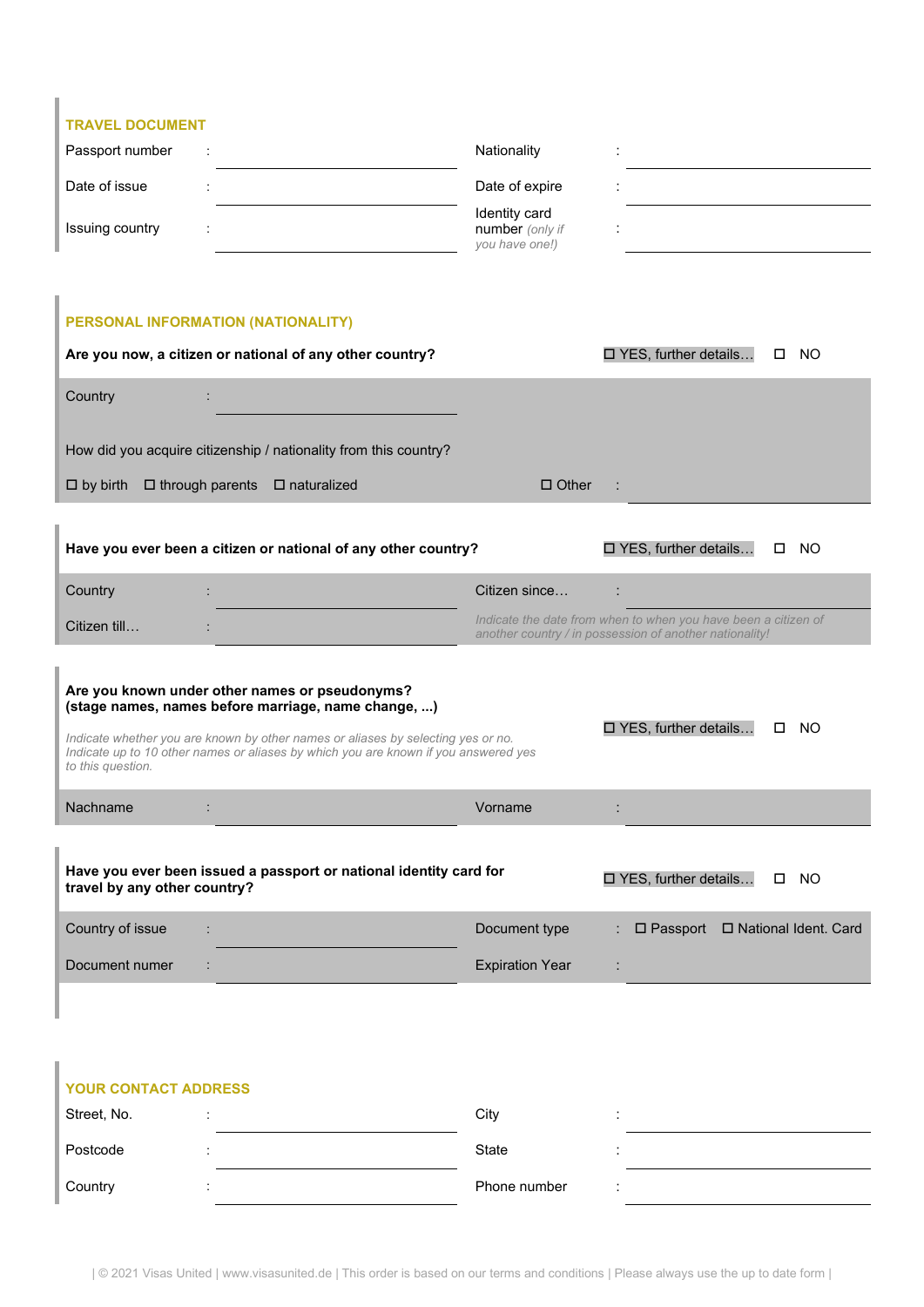## TRAVEL DOCUMENT

| | | | |
|---|---|---|---|
| Passport number | : | Nationality | : |
| Date of issue | : | Date of expire | : |
| Issuing country | : | Identity card number *(only if you have one!)* | : |

## PERSONAL INFORMATION (NATIONALITY)

**Are you now, a citizen or national of any other country?** ☐ YES, further details… ☐ NO

Country :

How did you acquire citizenship / nationality from this country?

☐ by birth ☐ through parents ☐ naturalized ☐ Other :

**Have you ever been a citizen or national of any other country?** ☐ YES, further details… ☐ NO

| | | | |
|---|---|---|---|
| Country | : | Citizen since… | : |
| Citizen till… | : | *Indicate the date from when to when you have been a citizen of another country / in possession of another nationality!* | |

**Are you known under other names or pseudonyms?**
**(stage names, names before marriage, name change, ...)**

*Indicate whether you are known by other names or aliases by selecting yes or no. Indicate up to 10 other names or aliases by which you are known if you answered yes to this question.*

☐ YES, further details… ☐ NO

| | | | |
|---|---|---|---|
| Nachname | : | Vorname | : |

**Have you ever been issued a passport or national identity card for travel by any other country?** ☐ YES, further details… ☐ NO

| | | | |
|---|---|---|---|
| Country of issue | : | Document type | : ☐ Passport ☐ National Ident. Card |
| Document numer | : | Expiration Year | : |

## YOUR CONTACT ADDRESS

| | | | |
|---|---|---|---|
| Street, No. | : | City | : |
| Postcode | : | State | : |
| Country | : | Phone number | : |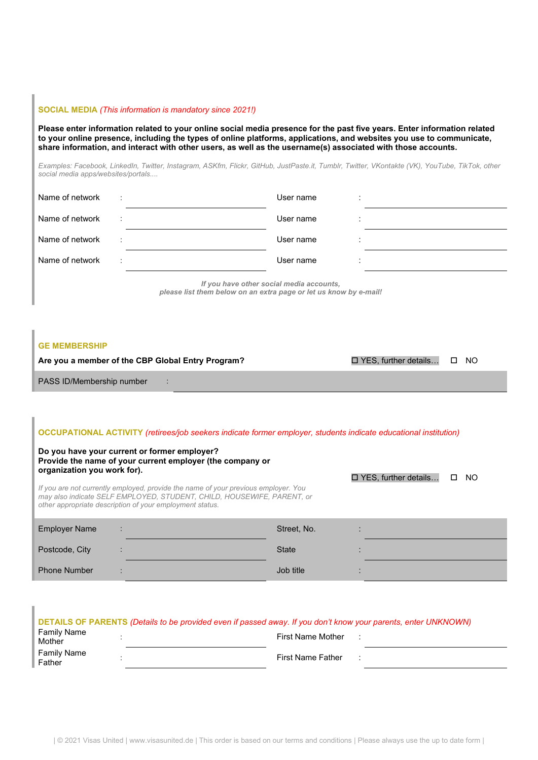## SOCIAL MEDIA *(This information is mandatory since 2021!)*

**Please enter information related to your online social media presence for the past five years. Enter information related to your online presence, including the types of online platforms, applications, and websites you use to communicate, share information, and interact with other users, as well as the username(s) associated with those accounts.**

*Examples: Facebook, LinkedIn, Twitter, Instagram, ASKfm, Flickr, GitHub, JustPaste.it, Tumblr, Twitter, VKontakte (VK), YouTube, TikTok, other social media apps/websites/portals....*

| | | | |
|---|---|---|---|
| Name of network | : | User name | : |
| Name of network | : | User name | : |
| Name of network | : | User name | : |
| Name of network | : | User name | : |

***If you have other social media accounts, please list them below on an extra page or let us know by e-mail!***

## GE MEMBERSHIP

**Are you a member of the CBP Global Entry Program?** ☐ YES, further details… ☐ NO

PASS ID/Membership number :

## OCCUPATIONAL ACTIVITY *(retirees/job seekers indicate former employer, students indicate educational institution)*

**Do you have your current or former employer? Provide the name of your current employer (the company or organization you work for).** ☐ YES, further details… ☐ NO

*If you are not currently employed, provide the name of your previous employer. You may also indicate SELF EMPLOYED, STUDENT, CHILD, HOUSEWIFE, PARENT, or other appropriate description of your employment status.*

| | | | |
|---|---|---|---|
| Employer Name | : | Street, No. | : |
| Postcode, City | : | State | : |
| Phone Number | : | Job title | : |

## DETAILS OF PARENTS *(Details to be provided even if passed away. If you don't know your parents, enter UNKNOWN)*

| | | | |
|---|---|---|---|
| Family Name Mother | : | First Name Mother | : |
| Family Name Father | : | First Name Father | : |

| © 2021 Visas United | www.visasunited.de | This order is based on our terms and conditions | Please always use the up to date form |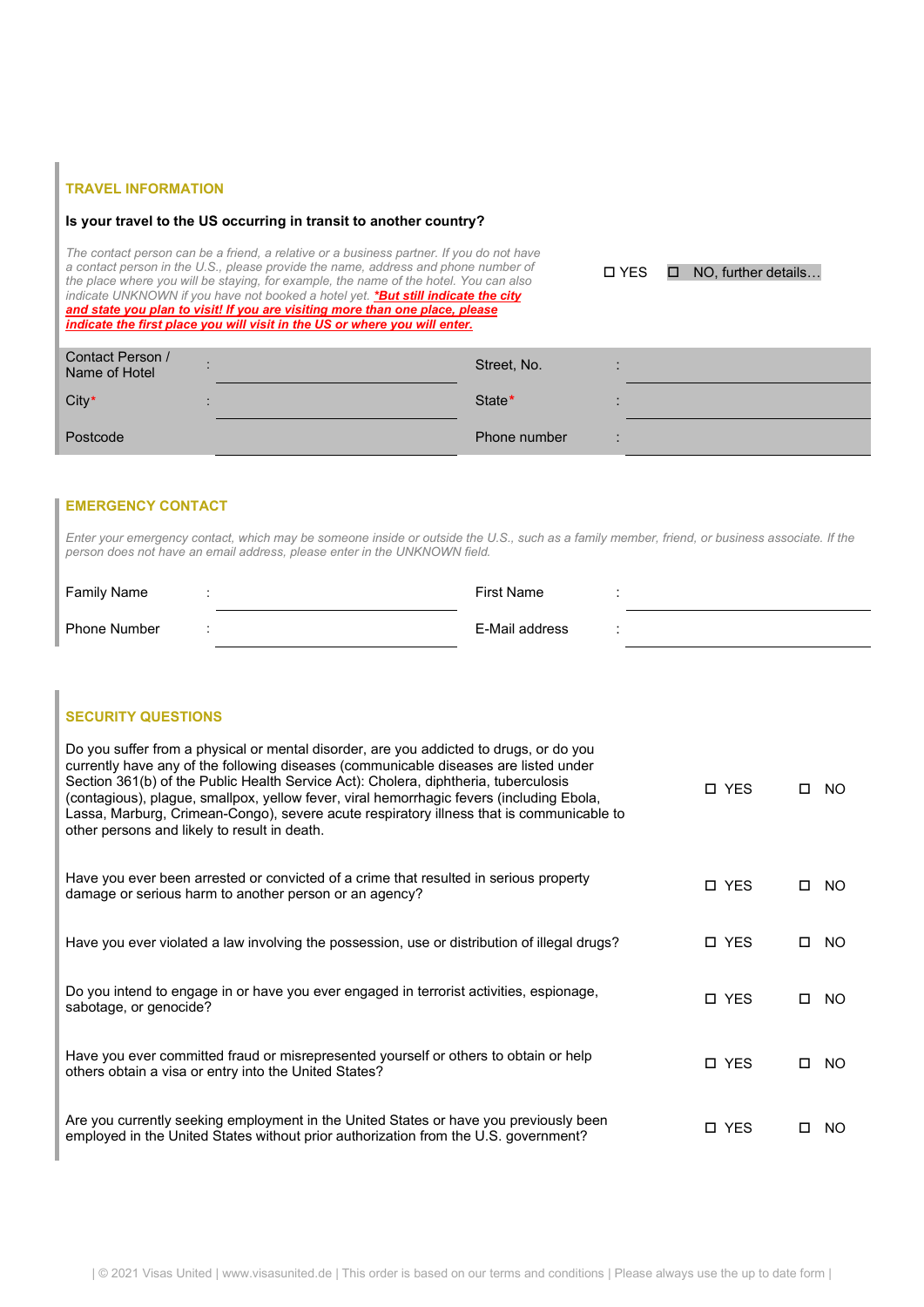## TRAVEL INFORMATION

**Is your travel to the US occurring in transit to another country?**

*The contact person can be a friend, a relative or a business partner. If you do not have a contact person in the U.S., please provide the name, address and phone number of the place where you will be staying, for example, the name of the hotel. You can also indicate UNKNOWN if you have not booked a hotel yet.* ***\*But still indicate the city and state you plan to visit! If you are visiting more than one place, please indicate the first place you will visit in the US or where you will enter.***

☐ YES  ☐ NO, further details…

| | | | |
|---|---|---|---|
| Contact Person / Name of Hotel : | | Street, No. : | |
| City* : | | State* : | |
| Postcode | | Phone number : | |

## EMERGENCY CONTACT

*Enter your emergency contact, which may be someone inside or outside the U.S., such as a family member, friend, or business associate. If the person does not have an email address, please enter in the UNKNOWN field.*

| | | | |
|---|---|---|---|
| Family Name : | | First Name : | |
| Phone Number : | | E-Mail address : | |

## SECURITY QUESTIONS

| | | |
|---|---|---|
| Do you suffer from a physical or mental disorder, are you addicted to drugs, or do you currently have any of the following diseases (communicable diseases are listed under Section 361(b) of the Public Health Service Act): Cholera, diphtheria, tuberculosis (contagious), plague, smallpox, yellow fever, viral hemorrhagic fevers (including Ebola, Lassa, Marburg, Crimean-Congo), severe acute respiratory illness that is communicable to other persons and likely to result in death. | ☐ YES | ☐ NO |
| Have you ever been arrested or convicted of a crime that resulted in serious property damage or serious harm to another person or an agency? | ☐ YES | ☐ NO |
| Have you ever violated a law involving the possession, use or distribution of illegal drugs? | ☐ YES | ☐ NO |
| Do you intend to engage in or have you ever engaged in terrorist activities, espionage, sabotage, or genocide? | ☐ YES | ☐ NO |
| Have you ever committed fraud or misrepresented yourself or others to obtain or help others obtain a visa or entry into the United States? | ☐ YES | ☐ NO |
| Are you currently seeking employment in the United States or have you previously been employed in the United States without prior authorization from the U.S. government? | ☐ YES | ☐ NO |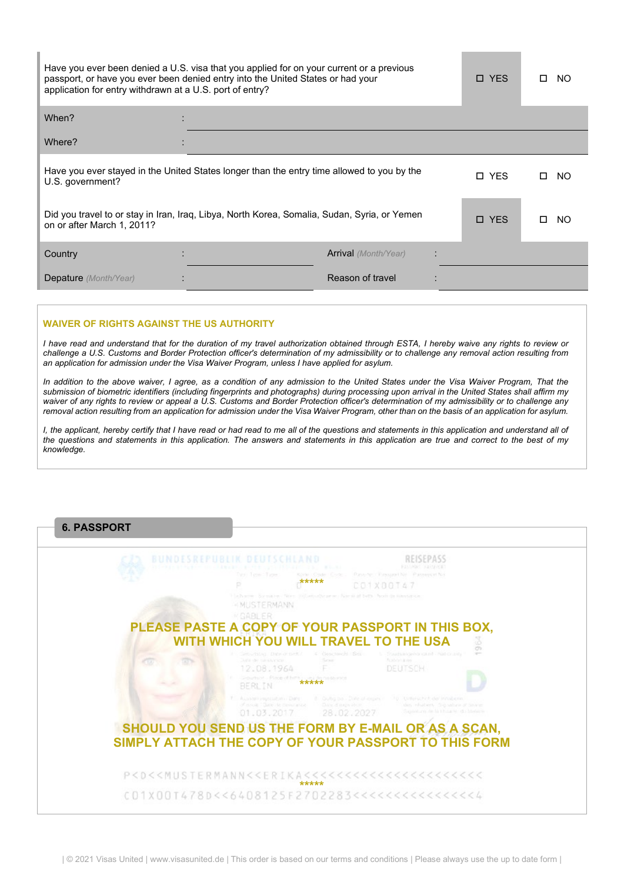| Have you ever been denied a U.S. visa that you applied for on your current or a previous passport, or have you ever been denied entry into the United States or had your application for entry withdrawn at a U.S. port of entry? | ☐ YES | ☐ NO |
|---|---|---|
| When? : | | |
| Where? : | | |
| Have you ever stayed in the United States longer than the entry time allowed to you by the U.S. government? | ☐ YES | ☐ NO |
| Did you travel to or stay in Iran, Iraq, Libya, North Korea, Somalia, Sudan, Syria, or Yemen on or after March 1, 2011? | ☐ YES | ☐ NO |

| Country : | | Arrival *(Month/Year)* : | |
|---|---|---|---|
| Depature *(Month/Year)* : | | Reason of travel : | |

**WAIVER OF RIGHTS AGAINST THE US AUTHORITY**

*I have read and understand that for the duration of my travel authorization obtained through ESTA, I hereby waive any rights to review or challenge a U.S. Customs and Border Protection officer's determination of my admissibility or to challenge any removal action resulting from an application for admission under the Visa Waiver Program, unless I have applied for asylum.*

*In addition to the above waiver, I agree, as a condition of any admission to the United States under the Visa Waiver Program, That the submission of biometric identifiers (including fingerprints and photographs) during processing upon arrival in the United States shall affirm my waiver of any rights to review or appeal a U.S. Customs and Border Protection officer's determination of my admissibility or to challenge any removal action resulting from an application for admission under the Visa Waiver Program, other than on the basis of an application for asylum.*

*I, the applicant, hereby certify that I have read or had read to me all of the questions and statements in this application and understand all of the questions and statements in this application. The answers and statements in this application are true and correct to the best of my knowledge.*

## 6. PASSPORT

**PLEASE PASTE A COPY OF YOUR PASSPORT IN THIS BOX, WITH WHICH YOU WILL TRAVEL TO THE USA**

**SHOULD YOU SEND US THE FORM BY E-MAIL OR AS A SCAN, SIMPLY ATTACH THE COPY OF YOUR PASSPORT TO THIS FORM**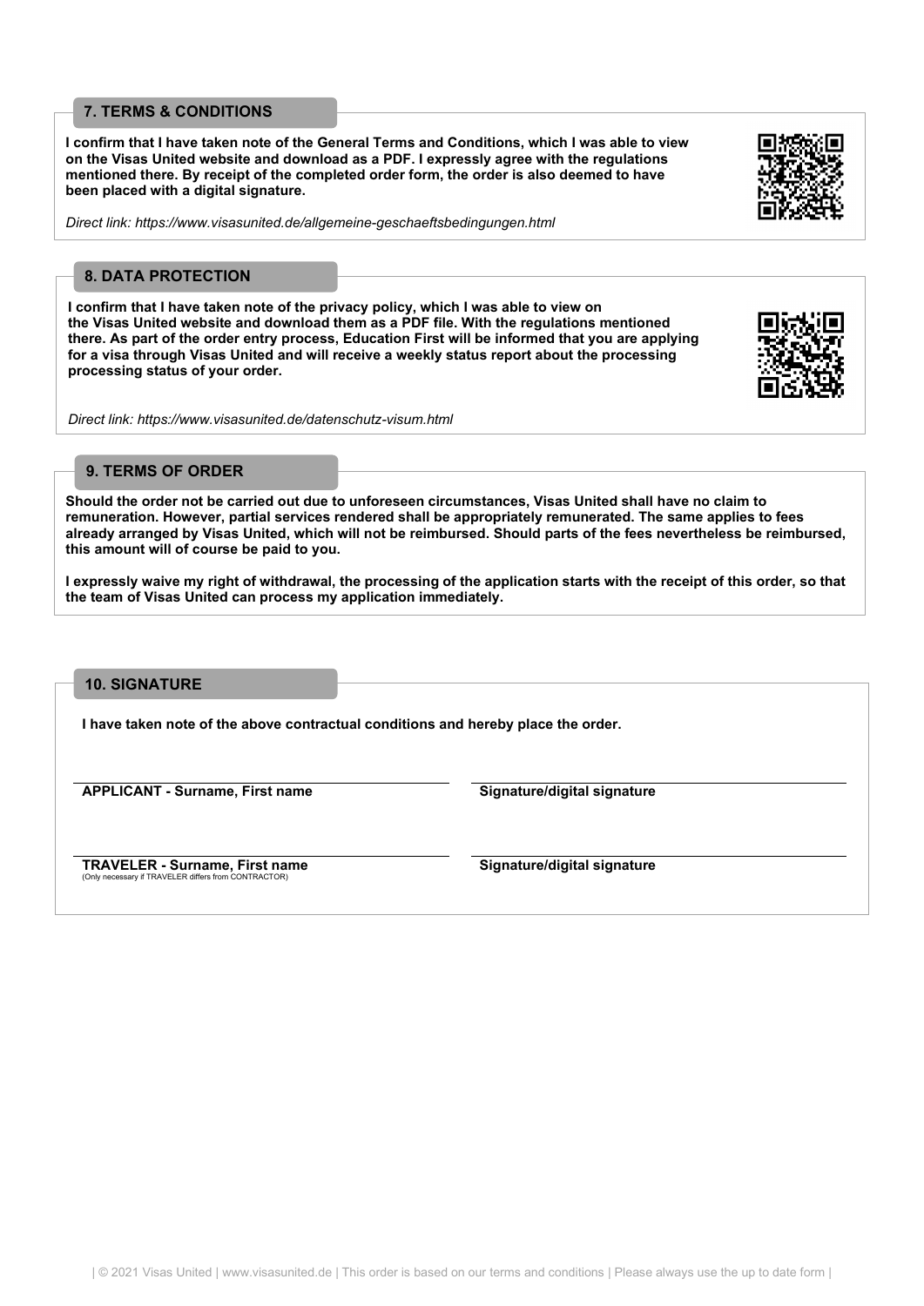## 7. TERMS & CONDITIONS

**I confirm that I have taken note of the General Terms and Conditions, which I was able to view on the Visas United website and download as a PDF. I expressly agree with the regulations mentioned there. By receipt of the completed order form, the order is also deemed to have been placed with a digital signature.**

*Direct link: https://www.visasunited.de/allgemeine-geschaeftsbedingungen.html*

## 8. DATA PROTECTION

**I confirm that I have taken note of the privacy policy, which I was able to view on the Visas United website and download them as a PDF file. With the regulations mentioned there. As part of the order entry process, Education First will be informed that you are applying for a visa through Visas United and will receive a weekly status report about the processing processing status of your order.**

*Direct link: https://www.visasunited.de/datenschutz-visum.html*

## 9. TERMS OF ORDER

**Should the order not be carried out due to unforeseen circumstances, Visas United shall have no claim to remuneration. However, partial services rendered shall be appropriately remunerated. The same applies to fees already arranged by Visas United, which will not be reimbursed. Should parts of the fees nevertheless be reimbursed, this amount will of course be paid to you.**

**I expressly waive my right of withdrawal, the processing of the application starts with the receipt of this order, so that the team of Visas United can process my application immediately.**

## 10. SIGNATURE

**I have taken note of the above contractual conditions and hereby place the order.**

| | |
|---|---|
| **APPLICANT - Surname, First name** | **Signature/digital signature** |
| **TRAVELER - Surname, First name** (Only necessary if TRAVELER differs from CONTRACTOR) | **Signature/digital signature** |

| © 2021 Visas United | www.visasunited.de | This order is based on our terms and conditions | Please always use the up to date form |